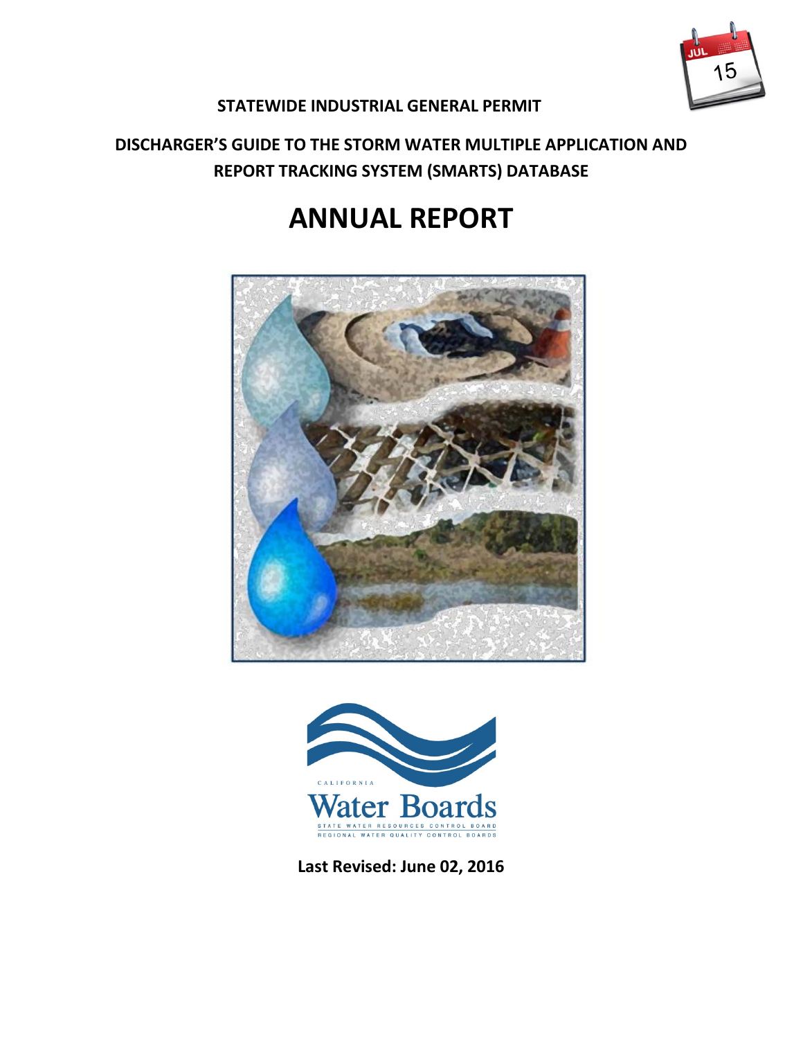**STATEWIDE INDUSTRIAL GENERAL PERMIT**

**DISCHARGER'S GUIDE TO THE STORM WATER MULTIPLE APPLICATION AND REPORT TRACKING SYSTEM (SMARTS) DATABASE**

# ANNUAL REPORT

**Last Revised: June 02, 2016**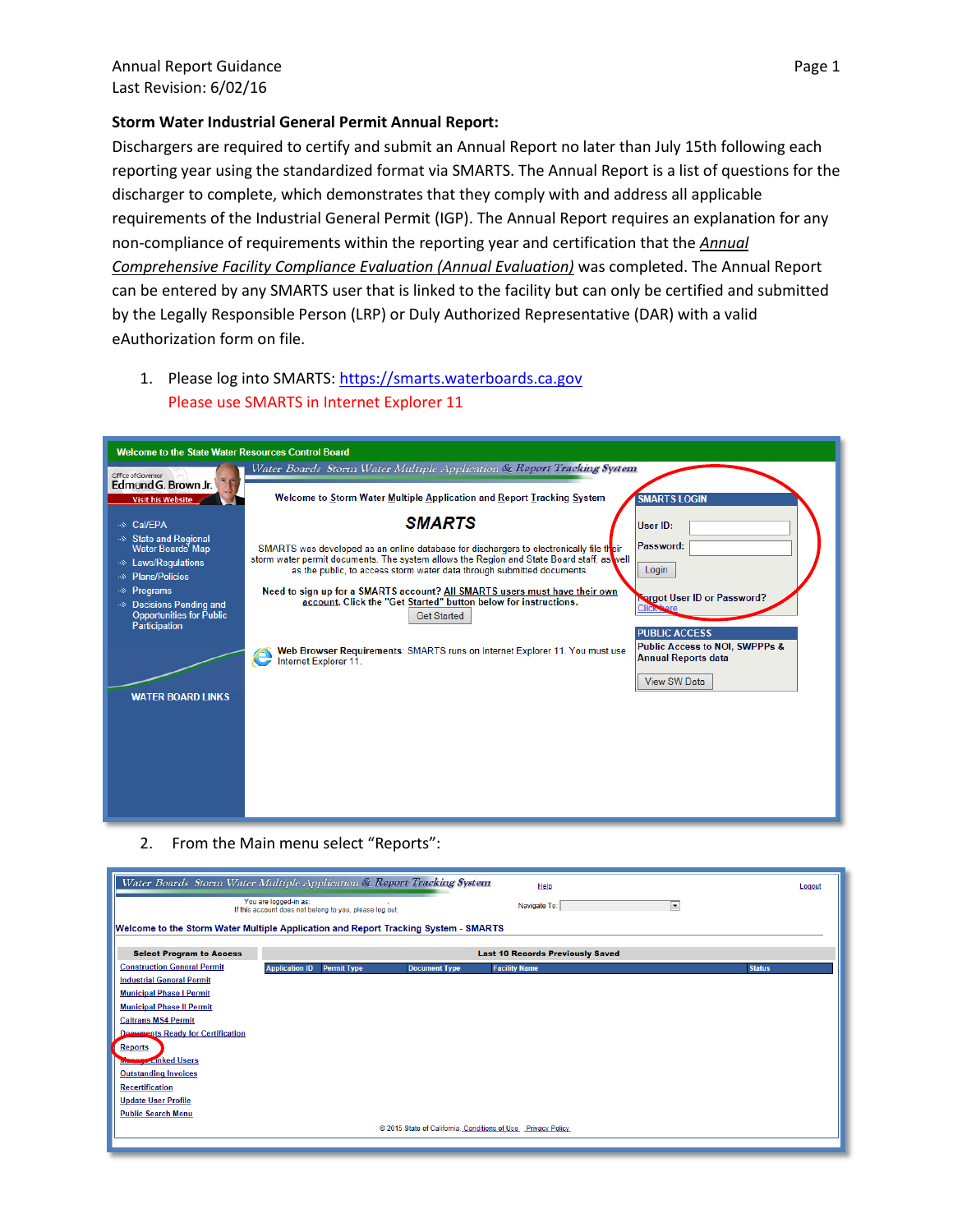**Storm Water Industrial General Permit Annual Report:**

Dischargers are required to certify and submit an Annual Report no later than July 15th following each reporting year using the standardized format via SMARTS. The Annual Report is a list of questions for the discharger to complete, which demonstrates that they comply with and address all applicable requirements of the Industrial General Permit (IGP). The Annual Report requires an explanation for any non-compliance of requirements within the reporting year and certification that the *Annual Comprehensive Facility Compliance Evaluation (Annual Evaluation)* was completed. The Annual Report can be entered by any SMARTS user that is linked to the facility but can only be certified and submitted by the Legally Responsible Person (LRP) or Duly Authorized Representative (DAR) with a valid eAuthorization form on file.

1. Please log into SMARTS: https://smarts.waterboards.ca.gov
   Please use SMARTS in Internet Explorer 11

2. From the Main menu select "Reports":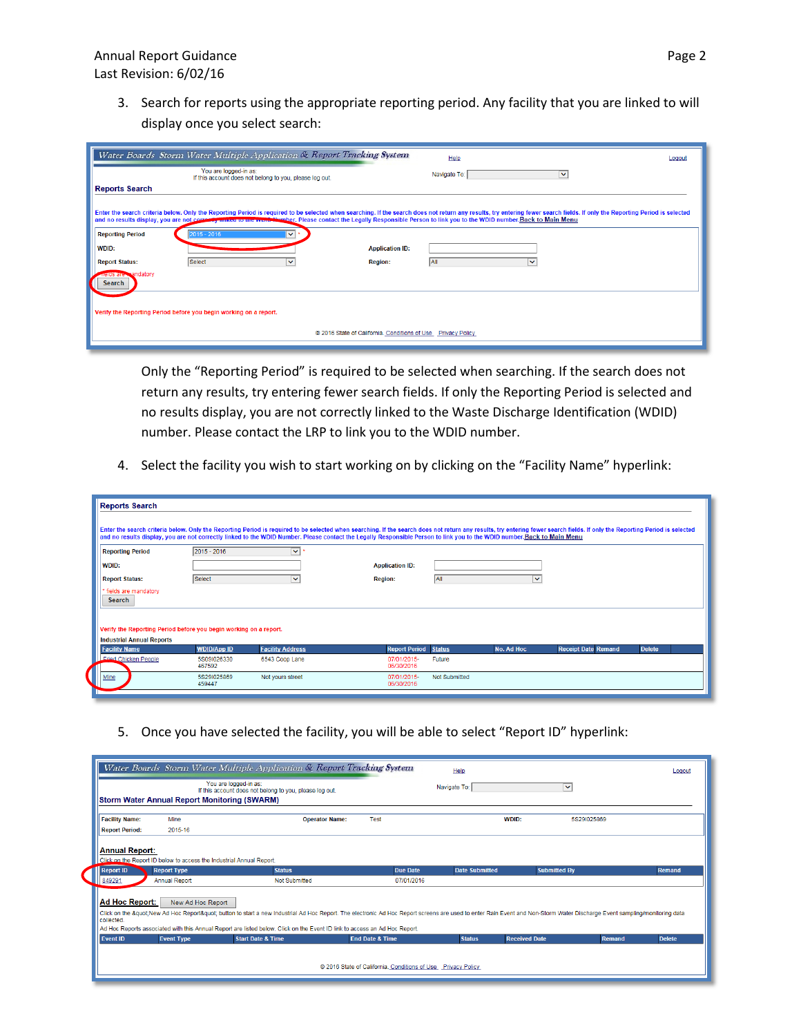3. Search for reports using the appropriate reporting period. Any facility that you are linked to will display once you select search:

   Only the "Reporting Period" is required to be selected when searching. If the search does not return any results, try entering fewer search fields. If only the Reporting Period is selected and no results display, you are not correctly linked to the Waste Discharge Identification (WDID) number. Please contact the LRP to link you to the WDID number.

4. Select the facility you wish to start working on by clicking on the "Facility Name" hyperlink:

5. Once you have selected the facility, you will be able to select "Report ID" hyperlink: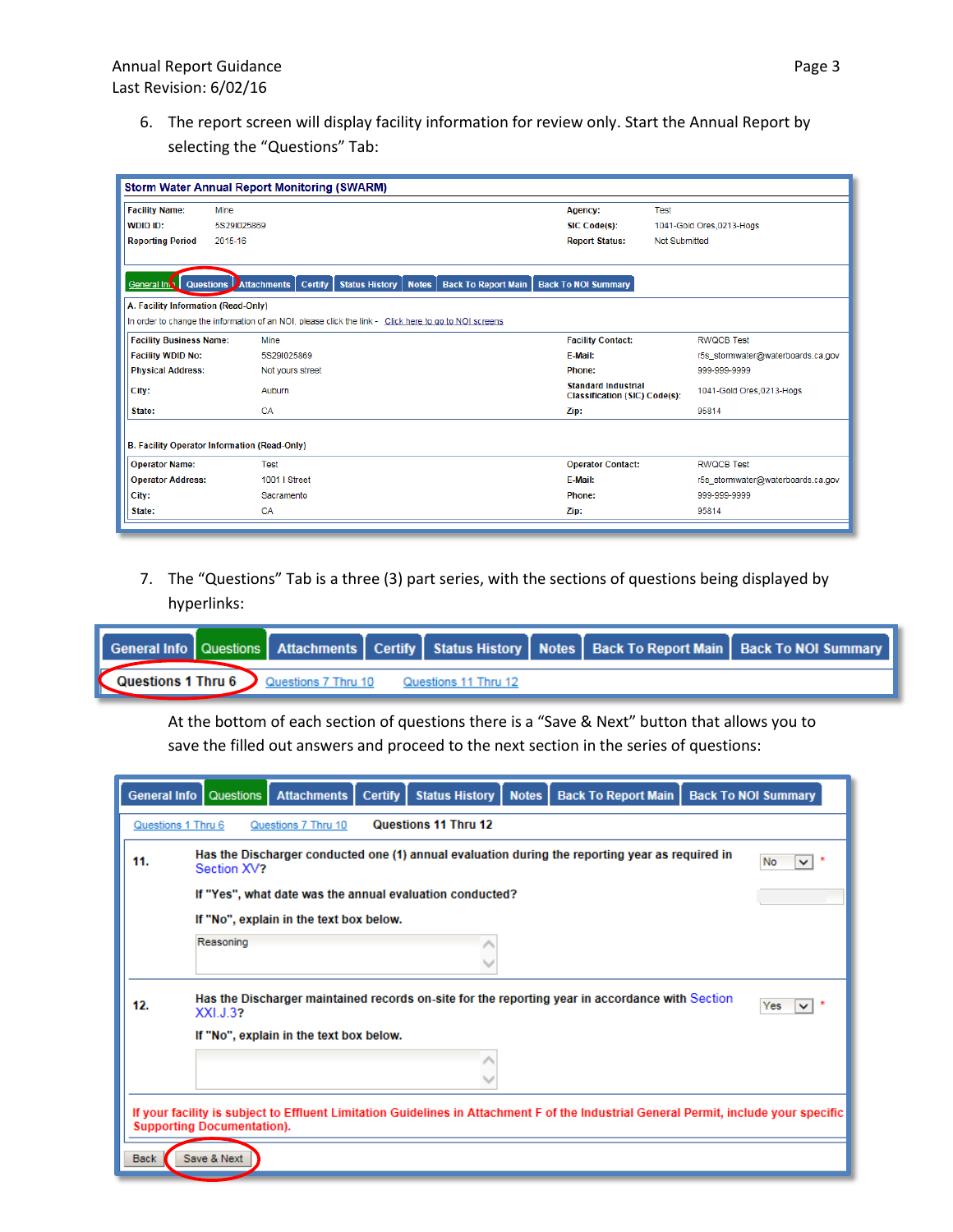6. The report screen will display facility information for review only. Start the Annual Report by selecting the "Questions" Tab:

**Storm Water Annual Report Monitoring (SWARM)**

| | | | |
|---|---|---|---|
| Facility Name: | Mine | Agency: | Test |
| WDID ID: | 5S29I025869 | SIC Code(s): | 1041-Gold Ores,0213-Hogs |
| Reporting Period | 2015-16 | Report Status: | Not Submitted |

General Info | Questions | Attachments | Certify | Status History | Notes | Back To Report Main | Back To NOI Summary

A. Facility Information (Read-Only)

In order to change the information of an NOI, please click the link - Click here to go to NOI screens

| | | | |
|---|---|---|---|
| Facility Business Name: | Mine | Facility Contact: | RWQCB Test |
| Facility WDID No: | 5S29I025869 | E-Mail: | r5s_stormwater@waterboards.ca.gov |
| Physical Address: | Not yours street | Phone: | 999-999-9999 |
| City: | Auburn | Standard Industrial Classification (SIC) Code(s): | 1041-Gold Ores,0213-Hogs |
| State: | CA | Zip: | 95814 |

B. Facility Operator Information (Read-Only)

| | | | |
|---|---|---|---|
| Operator Name: | Test | Operator Contact: | RWQCB Test |
| Operator Address: | 1001 I Street | E-Mail: | r5s_stormwater@waterboards.ca.gov |
| City: | Sacramento | Phone: | 999-999-9999 |
| State: | CA | Zip: | 95814 |

7. The "Questions" Tab is a three (3) part series, with the sections of questions being displayed by hyperlinks:

General Info | Questions | Attachments | Certify | Status History | Notes | Back To Report Main | Back To NOI Summary

Questions 1 Thru 6 | Questions 7 Thru 10 | Questions 11 Thru 12

At the bottom of each section of questions there is a "Save & Next" button that allows you to save the filled out answers and proceed to the next section in the series of questions:

General Info | Questions | Attachments | Certify | Status History | Notes | Back To Report Main | Back To NOI Summary

Questions 1 Thru 6 | Questions 7 Thru 10 | **Questions 11 Thru 12**

**11.** Has the Discharger conducted one (1) annual evaluation during the reporting year as required in Section XV? [No] *

If "Yes", what date was the annual evaluation conducted?

If "No", explain in the text box below.

Reasoning

**12.** Has the Discharger maintained records on-site for the reporting year in accordance with Section XXI.J.3? [Yes] *

If "No", explain in the text box below.

If your facility is subject to Effluent Limitation Guidelines in Attachment F of the Industrial General Permit, include your specific Supporting Documentation).

Back | Save & Next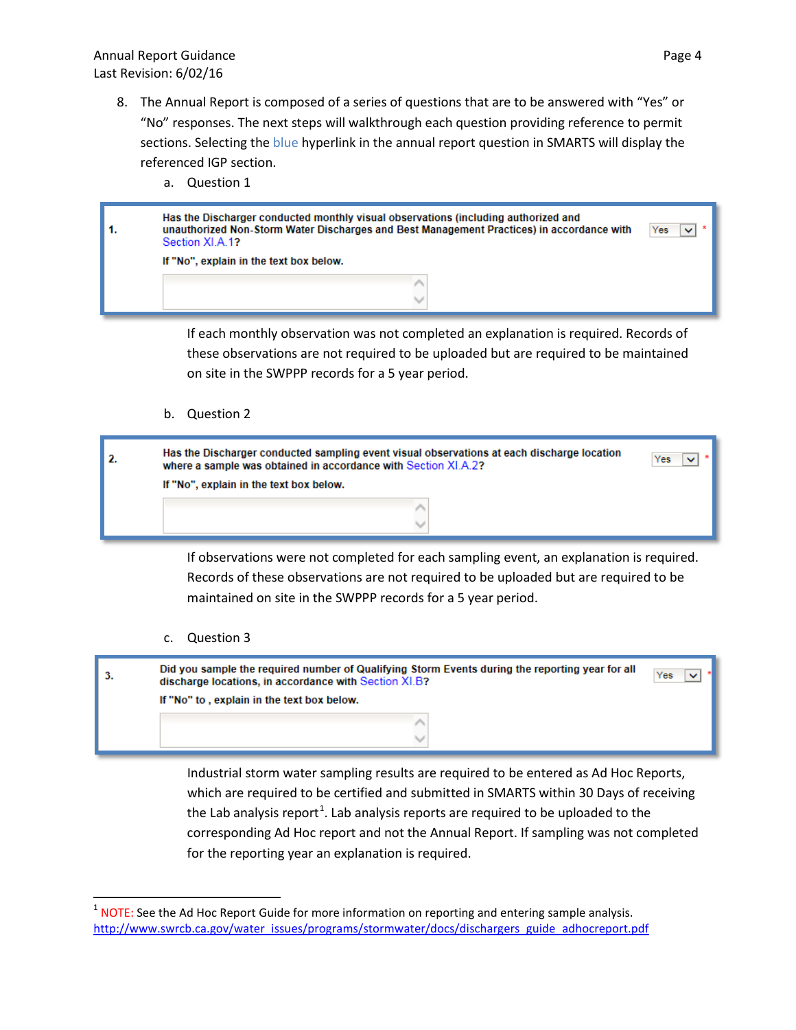8. The Annual Report is composed of a series of questions that are to be answered with "Yes" or "No" responses. The next steps will walkthrough each question providing reference to permit sections. Selecting the blue hyperlink in the annual report question in SMARTS will display the referenced IGP section.

   a. Question 1

   > **1.** **Has the Discharger conducted monthly visual observations (including authorized and unauthorized Non-Storm Water Discharges and Best Management Practices) in accordance with Section XI.A.1?** Yes *
   >
   > **If "No", explain in the text box below.**

   If each monthly observation was not completed an explanation is required. Records of these observations are not required to be uploaded but are required to be maintained on site in the SWPPP records for a 5 year period.

   b. Question 2

   > **2.** **Has the Discharger conducted sampling event visual observations at each discharge location where a sample was obtained in accordance with Section XI.A.2?** Yes *
   >
   > **If "No", explain in the text box below.**

   If observations were not completed for each sampling event, an explanation is required. Records of these observations are not required to be uploaded but are required to be maintained on site in the SWPPP records for a 5 year period.

   c. Question 3

   > **3.** **Did you sample the required number of Qualifying Storm Events during the reporting year for all discharge locations, in accordance with Section XI.B?** Yes *
   >
   > **If "No" to , explain in the text box below.**

   Industrial storm water sampling results are required to be entered as Ad Hoc Reports, which are required to be certified and submitted in SMARTS within 30 Days of receiving the Lab analysis report[1]. Lab analysis reports are required to be uploaded to the corresponding Ad Hoc report and not the Annual Report. If sampling was not completed for the reporting year an explanation is required.

---

[1] NOTE: See the Ad Hoc Report Guide for more information on reporting and entering sample analysis. http://www.swrcb.ca.gov/water_issues/programs/stormwater/docs/dischargers_guide_adhocreport.pdf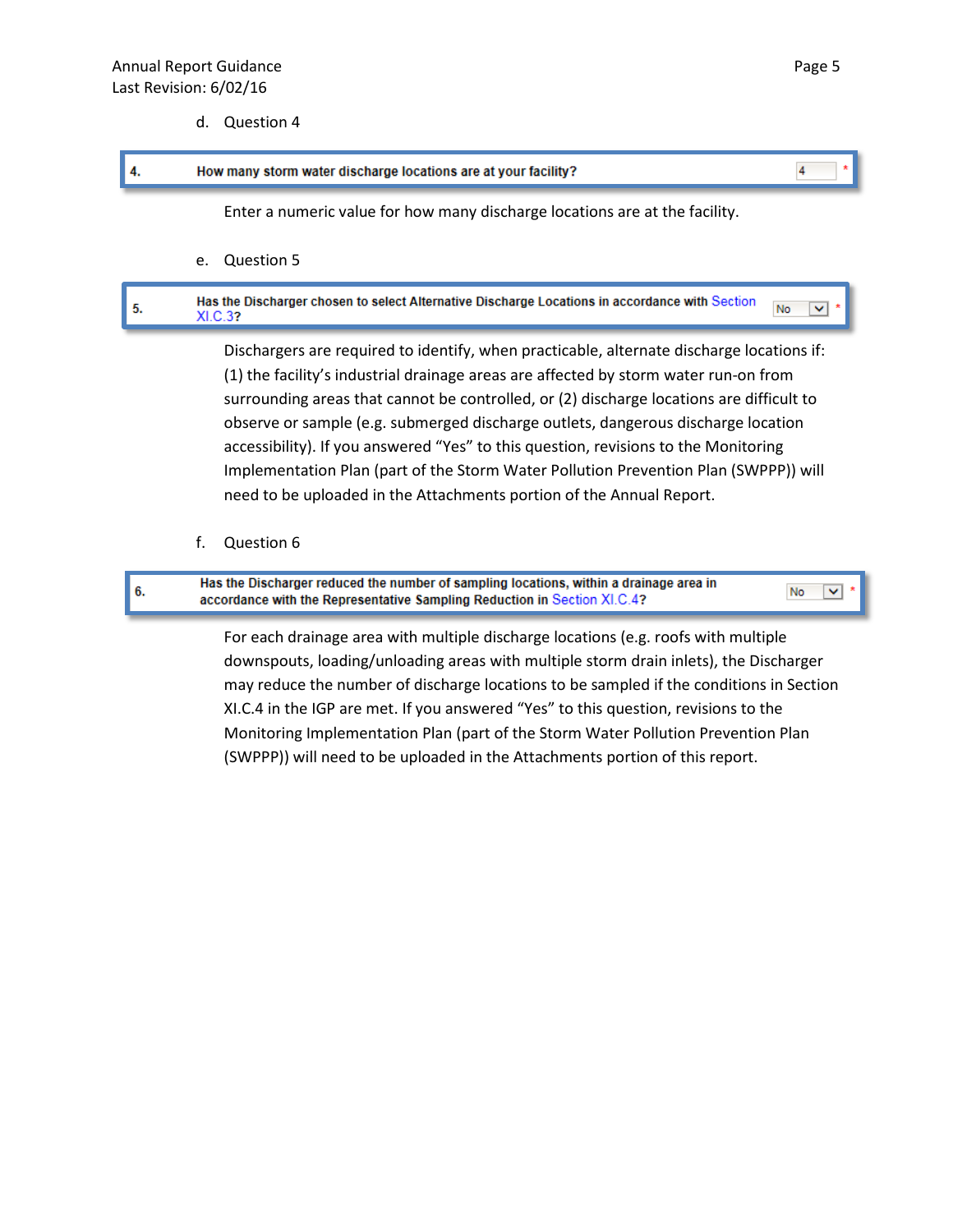d. Question 4

| 4. | How many storm water discharge locations are at your facility? | 4 * |
|---|---|---|

Enter a numeric value for how many discharge locations are at the facility.

e. Question 5

| 5. | Has the Discharger chosen to select Alternative Discharge Locations in accordance with Section XI.C.3? | No * |
|---|---|---|

Dischargers are required to identify, when practicable, alternate discharge locations if: (1) the facility's industrial drainage areas are affected by storm water run-on from surrounding areas that cannot be controlled, or (2) discharge locations are difficult to observe or sample (e.g. submerged discharge outlets, dangerous discharge location accessibility). If you answered "Yes" to this question, revisions to the Monitoring Implementation Plan (part of the Storm Water Pollution Prevention Plan (SWPPP)) will need to be uploaded in the Attachments portion of the Annual Report.

f. Question 6

| 6. | Has the Discharger reduced the number of sampling locations, within a drainage area in accordance with the Representative Sampling Reduction in Section XI.C.4? | No * |
|---|---|---|

For each drainage area with multiple discharge locations (e.g. roofs with multiple downspouts, loading/unloading areas with multiple storm drain inlets), the Discharger may reduce the number of discharge locations to be sampled if the conditions in Section XI.C.4 in the IGP are met. If you answered "Yes" to this question, revisions to the Monitoring Implementation Plan (part of the Storm Water Pollution Prevention Plan (SWPPP)) will need to be uploaded in the Attachments portion of this report.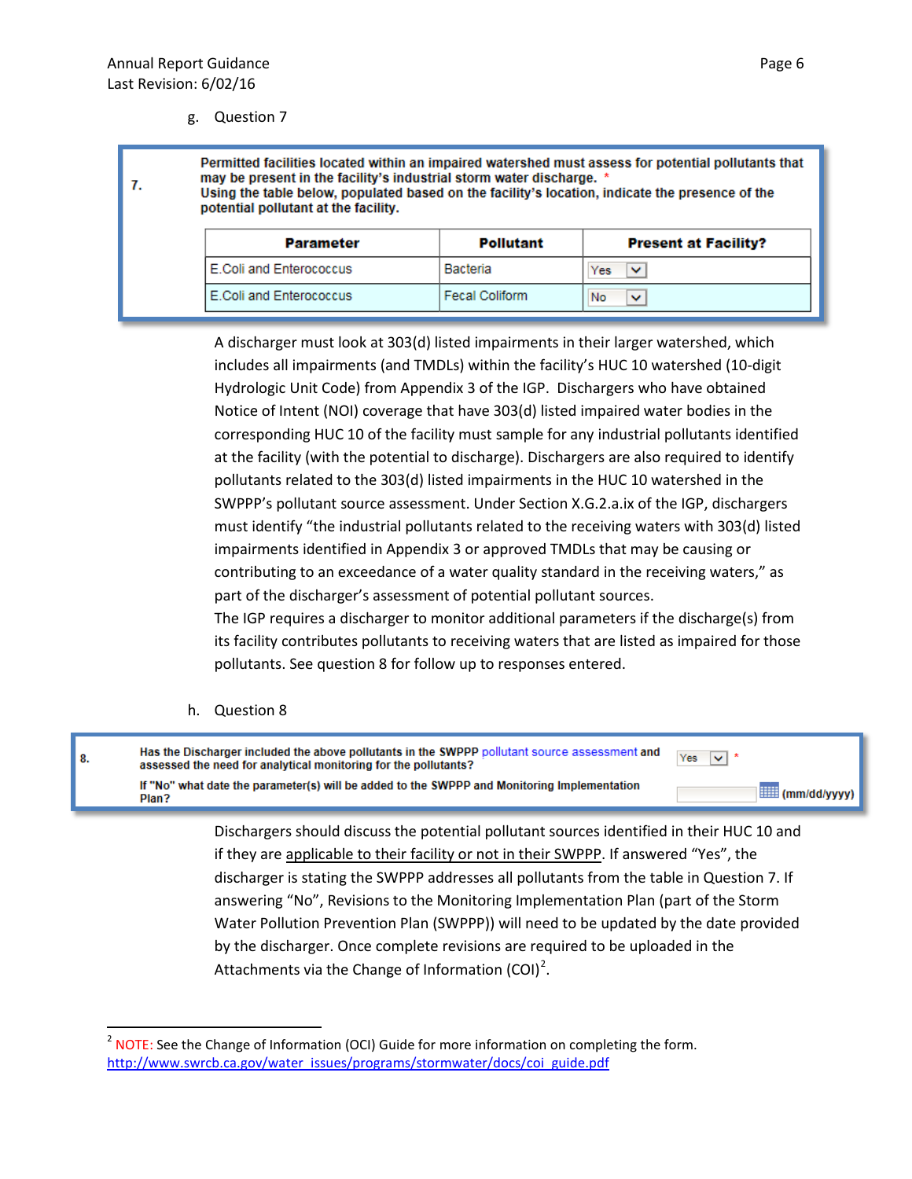g. Question 7

7. **Permitted facilities located within an impaired watershed must assess for potential pollutants that may be present in the facility's industrial storm water discharge.** *
**Using the table below, populated based on the facility's location, indicate the presence of the potential pollutant at the facility.**

| Parameter | Pollutant | Present at Facility? |
|---|---|---|
| E.Coli and Enterococcus | Bacteria | Yes |
| E.Coli and Enterococcus | Fecal Coliform | No |

A discharger must look at 303(d) listed impairments in their larger watershed, which includes all impairments (and TMDLs) within the facility's HUC 10 watershed (10-digit Hydrologic Unit Code) from Appendix 3 of the IGP. Dischargers who have obtained Notice of Intent (NOI) coverage that have 303(d) listed impaired water bodies in the corresponding HUC 10 of the facility must sample for any industrial pollutants identified at the facility (with the potential to discharge). Dischargers are also required to identify pollutants related to the 303(d) listed impairments in the HUC 10 watershed in the SWPPP's pollutant source assessment. Under Section X.G.2.a.ix of the IGP, dischargers must identify "the industrial pollutants related to the receiving waters with 303(d) listed impairments identified in Appendix 3 or approved TMDLs that may be causing or contributing to an exceedance of a water quality standard in the receiving waters," as part of the discharger's assessment of potential pollutant sources.
The IGP requires a discharger to monitor additional parameters if the discharge(s) from its facility contributes pollutants to receiving waters that are listed as impaired for those pollutants. See question 8 for follow up to responses entered.

h. Question 8

8. **Has the Discharger included the above pollutants in the SWPPP pollutant source assessment and assessed the need for analytical monitoring for the pollutants?** Yes *

**If "No" what date the parameter(s) will be added to the SWPP and Monitoring Implementation Plan?** (mm/dd/yyyy)

Dischargers should discuss the potential pollutant sources identified in their HUC 10 and if they are applicable to their facility or not in their SWPPP. If answered "Yes", the discharger is stating the SWPPP addresses all pollutants from the table in Question 7. If answering "No", Revisions to the Monitoring Implementation Plan (part of the Storm Water Pollution Prevention Plan (SWPPP)) will need to be updated by the date provided by the discharger. Once complete revisions are required to be uploaded in the Attachments via the Change of Information (COI)[2].

---

[2] NOTE: See the Change of Information (OCI) Guide for more information on completing the form. http://www.swrcb.ca.gov/water_issues/programs/stormwater/docs/coi_guide.pdf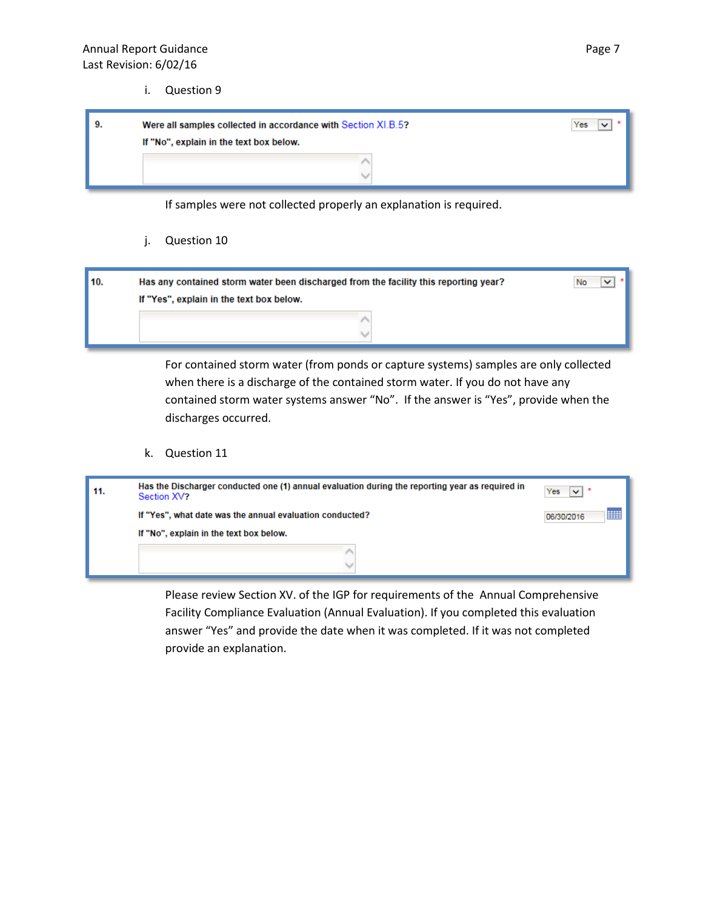i. Question 9

| 9. | Were all samples collected in accordance with Section XI.B.5? | Yes * |
|---|---|---|
| | If "No", explain in the text box below. | |

If samples were not collected properly an explanation is required.

j. Question 10

| 10. | Has any contained storm water been discharged from the facility this reporting year? | No * |
|---|---|---|
| | If "Yes", explain in the text box below. | |

For contained storm water (from ponds or capture systems) samples are only collected when there is a discharge of the contained storm water. If you do not have any contained storm water systems answer “No”. If the answer is “Yes”, provide when the discharges occurred.

k. Question 11

| 11. | Has the Discharger conducted one (1) annual evaluation during the reporting year as required in Section XV? | Yes * |
|---|---|---|
| | If "Yes", what date was the annual evaluation conducted? | 06/30/2016 |
| | If "No", explain in the text box below. | |

Please review Section XV. of the IGP for requirements of the Annual Comprehensive Facility Compliance Evaluation (Annual Evaluation). If you completed this evaluation answer “Yes” and provide the date when it was completed. If it was not completed provide an explanation.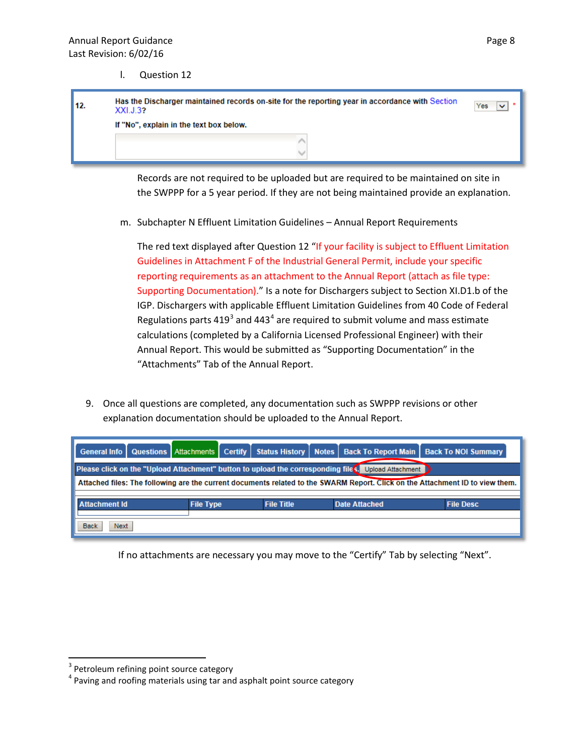l. Question 12

| 12. | Has the Discharger maintained records on-site for the reporting year in accordance with Section XXI.J.3? If "No", explain in the text box below. | Yes * |
|---|---|---|

Records are not required to be uploaded but are required to be maintained on site in the SWPPP for a 5 year period. If they are not being maintained provide an explanation.

m. Subchapter N Effluent Limitation Guidelines – Annual Report Requirements

The red text displayed after Question 12 "If your facility is subject to Effluent Limitation Guidelines in Attachment F of the Industrial General Permit, include your specific reporting requirements as an attachment to the Annual Report (attach as file type: Supporting Documentation)." Is a note for Dischargers subject to Section XI.D1.b of the IGP. Dischargers with applicable Effluent Limitation Guidelines from 40 Code of Federal Regulations parts 419[3] and 443[4] are required to submit volume and mass estimate calculations (completed by a California Licensed Professional Engineer) with their Annual Report. This would be submitted as "Supporting Documentation" in the "Attachments" Tab of the Annual Report.

9. Once all questions are completed, any documentation such as SWPPP revisions or other explanation documentation should be uploaded to the Annual Report.

General Info | Questions | Attachments | Certify | Status History | Notes | Back To Report Main | Back To NOI Summary

Please click on the "Upload Attachment" button to upload the corresponding files. Upload Attachment

Attached files: The following are the current documents related to the SWARM Report. Click on the Attachment ID to view them.

| Attachment Id | File Type | File Title | Date Attached | File Desc |
|---|---|---|---|---|
| | | | | |

Back | Next

If no attachments are necessary you may move to the "Certify" Tab by selecting "Next".

---

[3] Petroleum refining point source category

[4] Paving and roofing materials using tar and asphalt point source category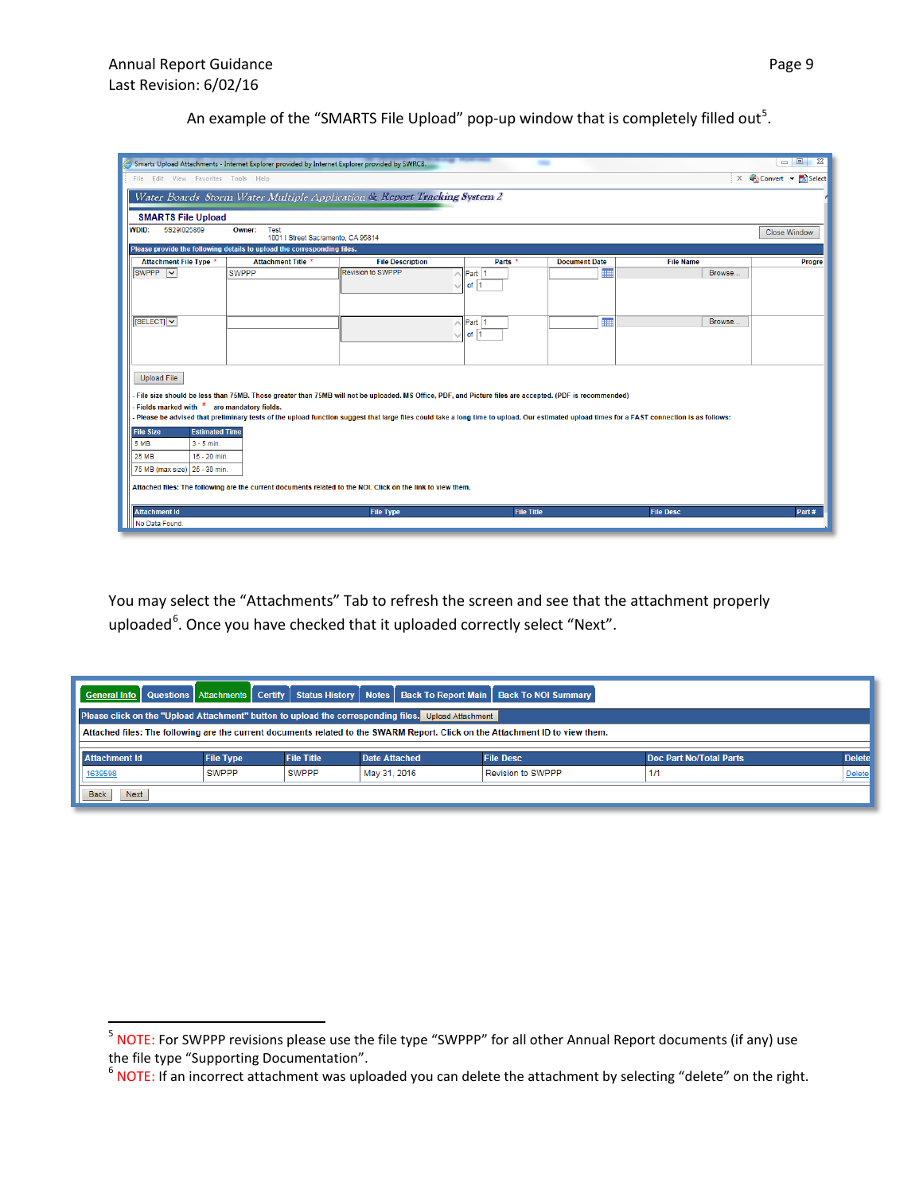An example of the "SMARTS File Upload" pop-up window that is completely filled out[5].

You may select the "Attachments" Tab to refresh the screen and see that the attachment properly uploaded[6]. Once you have checked that it uploaded correctly select "Next".

[5] NOTE: For SWPPP revisions please use the file type "SWPPP" for all other Annual Report documents (if any) use the file type "Supporting Documentation".

[6] NOTE: If an incorrect attachment was uploaded you can delete the attachment by selecting "delete" on the right.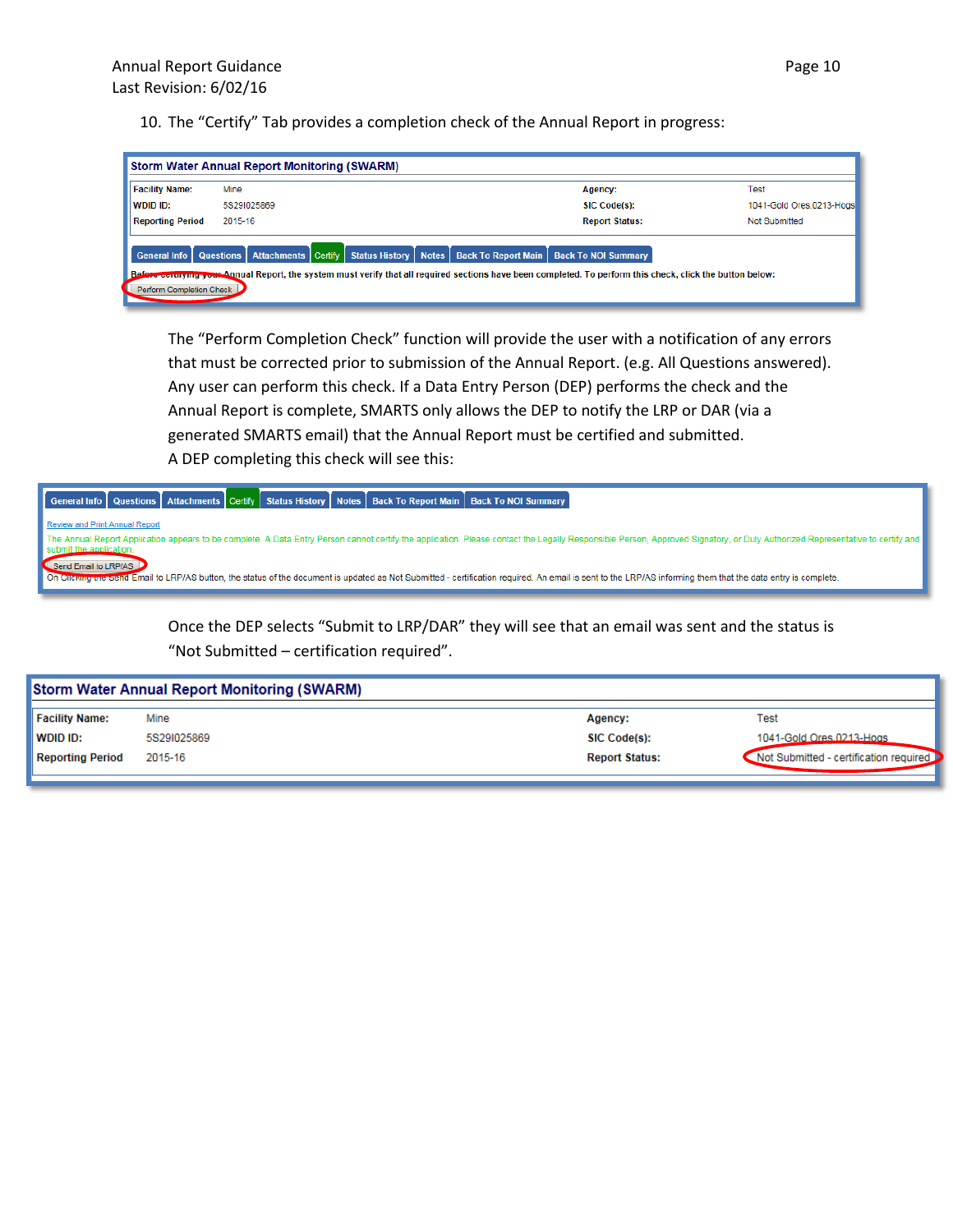10. The "Certify" Tab provides a completion check of the Annual Report in progress:

**Storm Water Annual Report Monitoring (SWARM)**

| | | | |
|---|---|---|---|
| **Facility Name:** | Mine | **Agency:** | Test |
| **WDID ID:** | 5S29I025869 | **SIC Code(s):** | 1041-Gold Ores,0213-Hogs |
| **Reporting Period** | 2015-16 | **Report Status:** | Not Submitted |

General Info | Questions | Attachments | Certify | Status History | Notes | Back To Report Main | Back To NOI Summary

Before certifying your Annual Report, the system must verify that all required sections have been completed. To perform this check, click the button below:

Perform Completion Check

The "Perform Completion Check" function will provide the user with a notification of any errors that must be corrected prior to submission of the Annual Report. (e.g. All Questions answered). Any user can perform this check. If a Data Entry Person (DEP) performs the check and the Annual Report is complete, SMARTS only allows the DEP to notify the LRP or DAR (via a generated SMARTS email) that the Annual Report must be certified and submitted.

A DEP completing this check will see this:

General Info | Questions | Attachments | Certify | Status History | Notes | Back To Report Main | Back To NOI Summary

Review and Print Annual Report

The Annual Report Application appears to be complete. A Data Entry Person cannot certify the application. Please contact the Legally Responsible Person, Approved Signatory, or Duly Authorized Representative to certify and submit the application.

Send Email to LRP/AS

On Clicking the Send Email to LRP/AS button, the status of the document is updated as Not Submitted - certification required. An email is sent to the LRP/AS informing them that the data entry is complete.

Once the DEP selects "Submit to LRP/DAR" they will see that an email was sent and the status is "Not Submitted – certification required".

**Storm Water Annual Report Monitoring (SWARM)**

| | | | |
|---|---|---|---|
| **Facility Name:** | Mine | **Agency:** | Test |
| **WDID ID:** | 5S29I025869 | **SIC Code(s):** | 1041-Gold Ores,0213-Hogs |
| **Reporting Period** | 2015-16 | **Report Status:** | Not Submitted - certification required |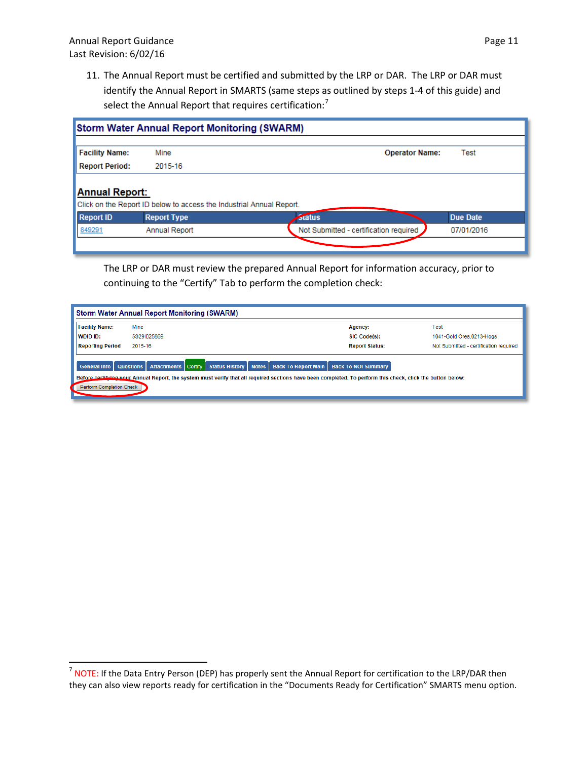11. The Annual Report must be certified and submitted by the LRP or DAR. The LRP or DAR must identify the Annual Report in SMARTS (same steps as outlined by steps 1-4 of this guide) and select the Annual Report that requires certification:[7]

**Storm Water Annual Report Monitoring (SWARM)**

| | | | |
|---|---|---|---|
| **Facility Name:** | Mine | **Operator Name:** | Test |
| **Report Period:** | 2015-16 | | |

**Annual Report:**

Click on the Report ID below to access the Industrial Annual Report.

| Report ID | Report Type | Status | Due Date |
|---|---|---|---|
| 849291 | Annual Report | Not Submitted - certification required | 07/01/2016 |

The LRP or DAR must review the prepared Annual Report for information accuracy, prior to continuing to the "Certify" Tab to perform the completion check:

**Storm Water Annual Report Monitoring (SWARM)**

| | | | |
|---|---|---|---|
| **Facility Name:** | Mine | **Agency:** | Test |
| **WDID ID:** | 5S29I025869 | **SIC Code(s):** | 1041-Gold Ores,0213-Hogs |
| **Reporting Period** | 2015-16 | **Report Status:** | Not Submitted - certification required |

General Info | Questions | Attachments | Certify | Status History | Notes | Back To Report Main | Back To NOI Summary

Before certifying your Annual Report, the system must verify that all required sections have been completed. To perform this check, click the button below:

Perform Completion Check

---

[7] NOTE: If the Data Entry Person (DEP) has properly sent the Annual Report for certification to the LRP/DAR then they can also view reports ready for certification in the "Documents Ready for Certification" SMARTS menu option.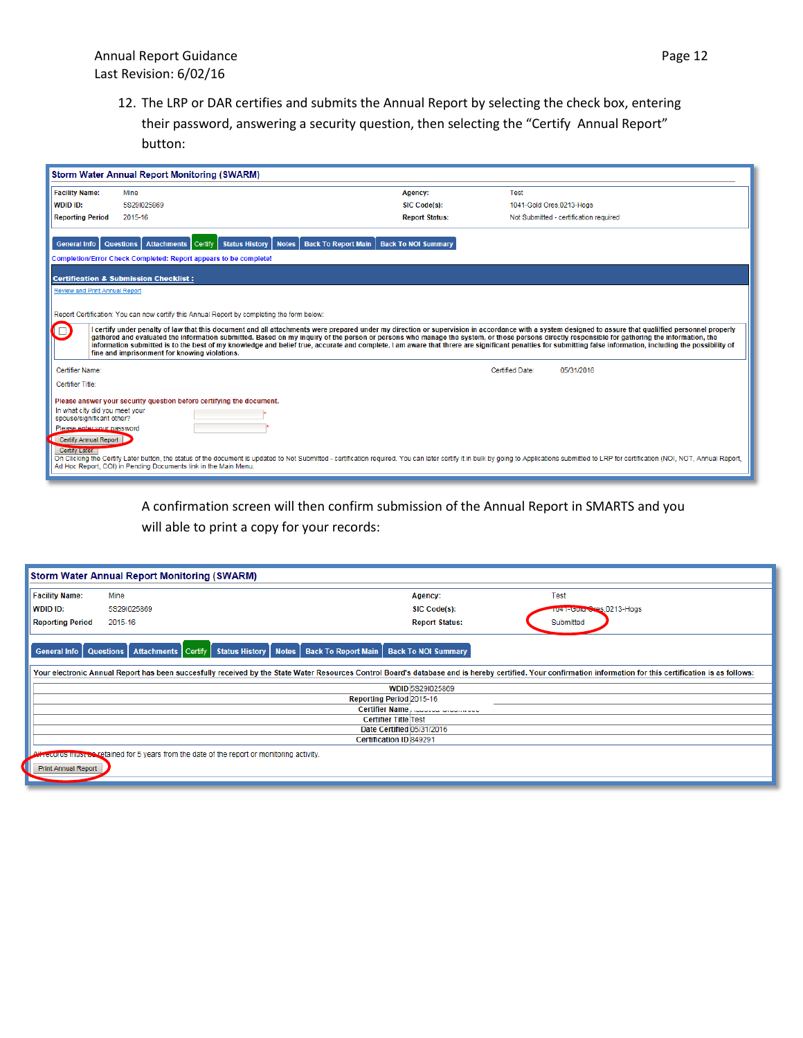12. The LRP or DAR certifies and submits the Annual Report by selecting the check box, entering their password, answering a security question, then selecting the "Certify Annual Report" button:

**Storm Water Annual Report Monitoring (SWARM)**

| | | | |
|---|---|---|---|
| **Facility Name:** | Mine | **Agency:** | Test |
| **WDID ID:** | 5S29I025869 | **SIC Code(s):** | 1041-Gold Ores,0213-Hogs |
| **Reporting Period** | 2015-16 | **Report Status:** | Not Submitted - certification required |

General Info | Questions | Attachments | Certify | Status History | Notes | Back To Report Main | Back To NOI Summary

Completion/Error Check Completed: Report appears to be complete!

**Certification & Submission Checklist :**

Review and Print Annual Report

Report Certification: You can now certify this Annual Report by completing the form below:

☐ I certify under penalty of law that this document and all attachments were prepared under my direction or supervision in accordance with a system designed to assure that qualified personnel properly gathered and evaluated the information submitted. Based on my inquiry of the person or persons who manage the system, or those persons directly responsible for gathering the information, the information submitted is to the best of my knowledge and belief true, accurate and complete. I am aware that there are significant penalties for submitting false information, including the possibility of fine and imprisonment for knowing violations.

Certifier Name: Certified Date: 05/31/2016

Certifier Title:

Please answer your security question before certifying the document.

In what city did you meet your spouse/significant other? *

Please enter your password *

Certify Annual Report

Certify Later

On Clicking the Certify Later button, the status of the document is updated to Not Submitted - certification required. You can later certify it in bulk by going to Applications submitted to LRP for certification (NOI, NOT, Annual Report, Ad Hoc Report, COI) in Pending Documents link in the Main Menu.

A confirmation screen will then confirm submission of the Annual Report in SMARTS and you will able to print a copy for your records:

**Storm Water Annual Report Monitoring (SWARM)**

| | | | |
|---|---|---|---|
| **Facility Name:** | Mine | **Agency:** | Test |
| **WDID ID:** | 5S29I025869 | **SIC Code(s):** | 1041-Gold Ores,0213-Hogs |
| **Reporting Period** | 2015-16 | **Report Status:** | Submitted |

General Info | Questions | Attachments | Certify | Status History | Notes | Back To Report Main | Back To NOI Summary

Your electronic Annual Report has been succesfully received by the State Water Resources Control Board's database and is hereby certified. Your confirmation information for this certification is as follows:

| | |
|---|---|
| **WDID** | 5S29I025869 |
| **Reporting Period** | 2015-16 |
| **Certifier Name** | |
| **Certifier Title** | Test |
| **Date Certified** | 05/31/2016 |
| **Certification ID** | 849291 |

All records must be retained for 5 years from the date of the report or monitoring activity.

Print Annual Report